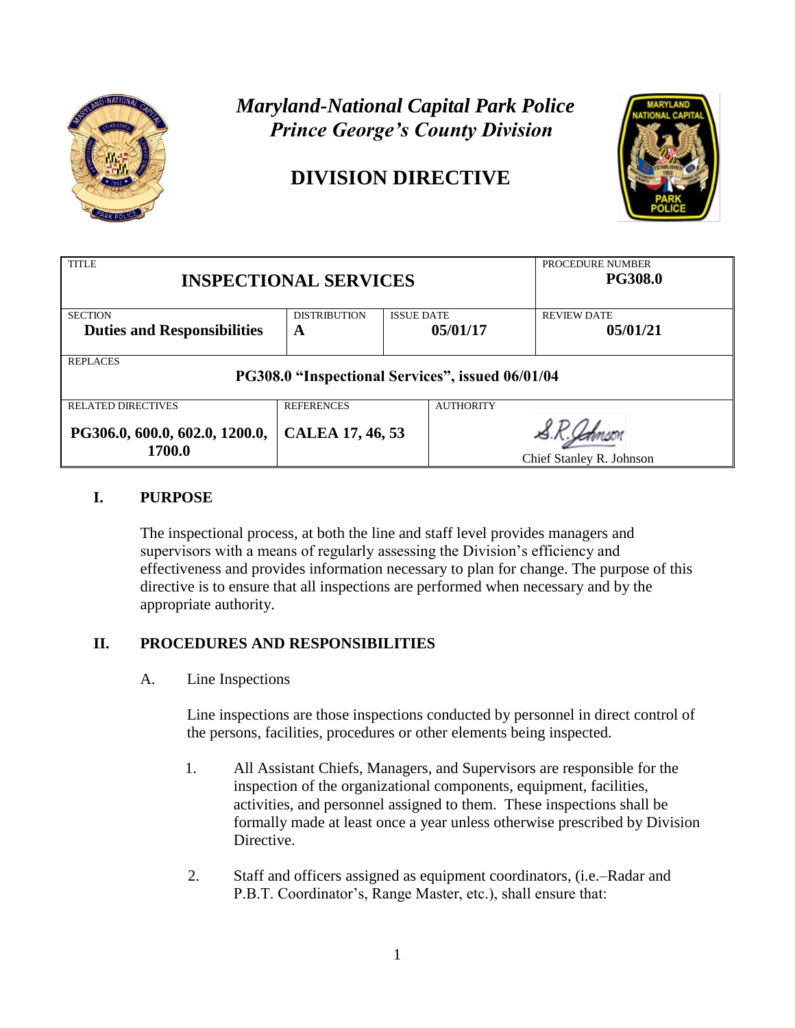*Maryland-National Capital Park Police*
*Prince George's County Division*

# DIVISION DIRECTIVE

| TITLE | | | | PROCEDURE NUMBER |
|---|---|---|---|---|
| **INSPECTIONAL SERVICES** | | | | **PG308.0** |
| SECTION **Duties and Responsibilities** | DISTRIBUTION **A** | ISSUE DATE **05/01/17** | | REVIEW DATE **05/01/21** |
| REPLACES **PG308.0 "Inspectional Services", issued 06/01/04** | | | | |
| RELATED DIRECTIVES **PG306.0, 600.0, 602.0, 1200.0, 1700.0** | REFERENCES **CALEA 17, 46, 53** | | AUTHORITY S.R. Johnson Chief Stanley R. Johnson | |

## I. PURPOSE

The inspectional process, at both the line and staff level provides managers and supervisors with a means of regularly assessing the Division's efficiency and effectiveness and provides information necessary to plan for change. The purpose of this directive is to ensure that all inspections are performed when necessary and by the appropriate authority.

## II. PROCEDURES AND RESPONSIBILITIES

A. Line Inspections

Line inspections are those inspections conducted by personnel in direct control of the persons, facilities, procedures or other elements being inspected.

1. All Assistant Chiefs, Managers, and Supervisors are responsible for the inspection of the organizational components, equipment, facilities, activities, and personnel assigned to them. These inspections shall be formally made at least once a year unless otherwise prescribed by Division Directive.

2. Staff and officers assigned as equipment coordinators, (i.e.–Radar and P.B.T. Coordinator's, Range Master, etc.), shall ensure that: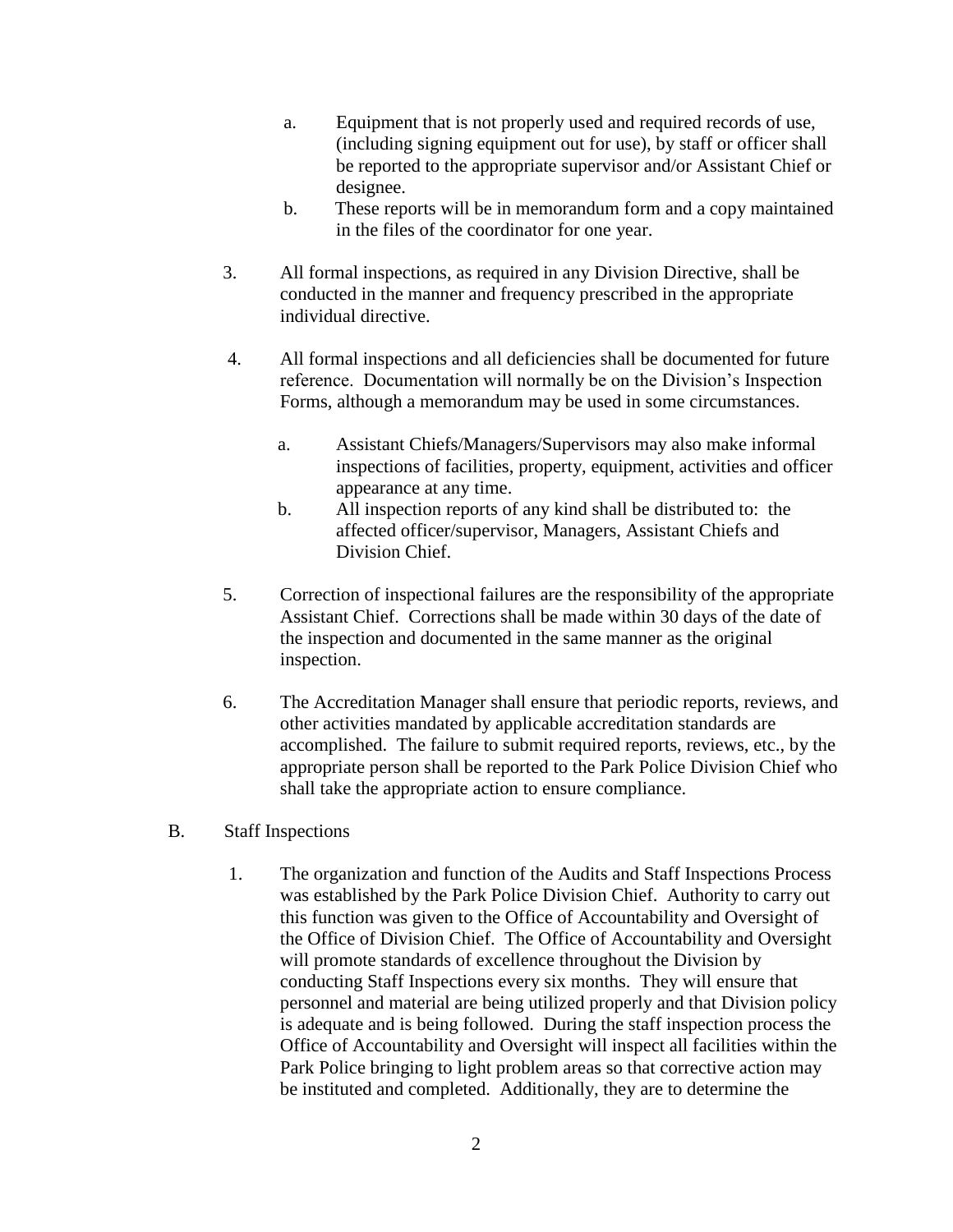a. Equipment that is not properly used and required records of use, (including signing equipment out for use), by staff or officer shall be reported to the appropriate supervisor and/or Assistant Chief or designee.
   b. These reports will be in memorandum form and a copy maintained in the files of the coordinator for one year.

3. All formal inspections, as required in any Division Directive, shall be conducted in the manner and frequency prescribed in the appropriate individual directive.

4. All formal inspections and all deficiencies shall be documented for future reference. Documentation will normally be on the Division's Inspection Forms, although a memorandum may be used in some circumstances.

   a. Assistant Chiefs/Managers/Supervisors may also make informal inspections of facilities, property, equipment, activities and officer appearance at any time.
   b. All inspection reports of any kind shall be distributed to: the affected officer/supervisor, Managers, Assistant Chiefs and Division Chief.

5. Correction of inspectional failures are the responsibility of the appropriate Assistant Chief. Corrections shall be made within 30 days of the date of the inspection and documented in the same manner as the original inspection.

6. The Accreditation Manager shall ensure that periodic reports, reviews, and other activities mandated by applicable accreditation standards are accomplished. The failure to submit required reports, reviews, etc., by the appropriate person shall be reported to the Park Police Division Chief who shall take the appropriate action to ensure compliance.

B. Staff Inspections

   1. The organization and function of the Audits and Staff Inspections Process was established by the Park Police Division Chief. Authority to carry out this function was given to the Office of Accountability and Oversight of the Office of Division Chief. The Office of Accountability and Oversight will promote standards of excellence throughout the Division by conducting Staff Inspections every six months. They will ensure that personnel and material are being utilized properly and that Division policy is adequate and is being followed. During the staff inspection process the Office of Accountability and Oversight will inspect all facilities within the Park Police bringing to light problem areas so that corrective action may be instituted and completed. Additionally, they are to determine the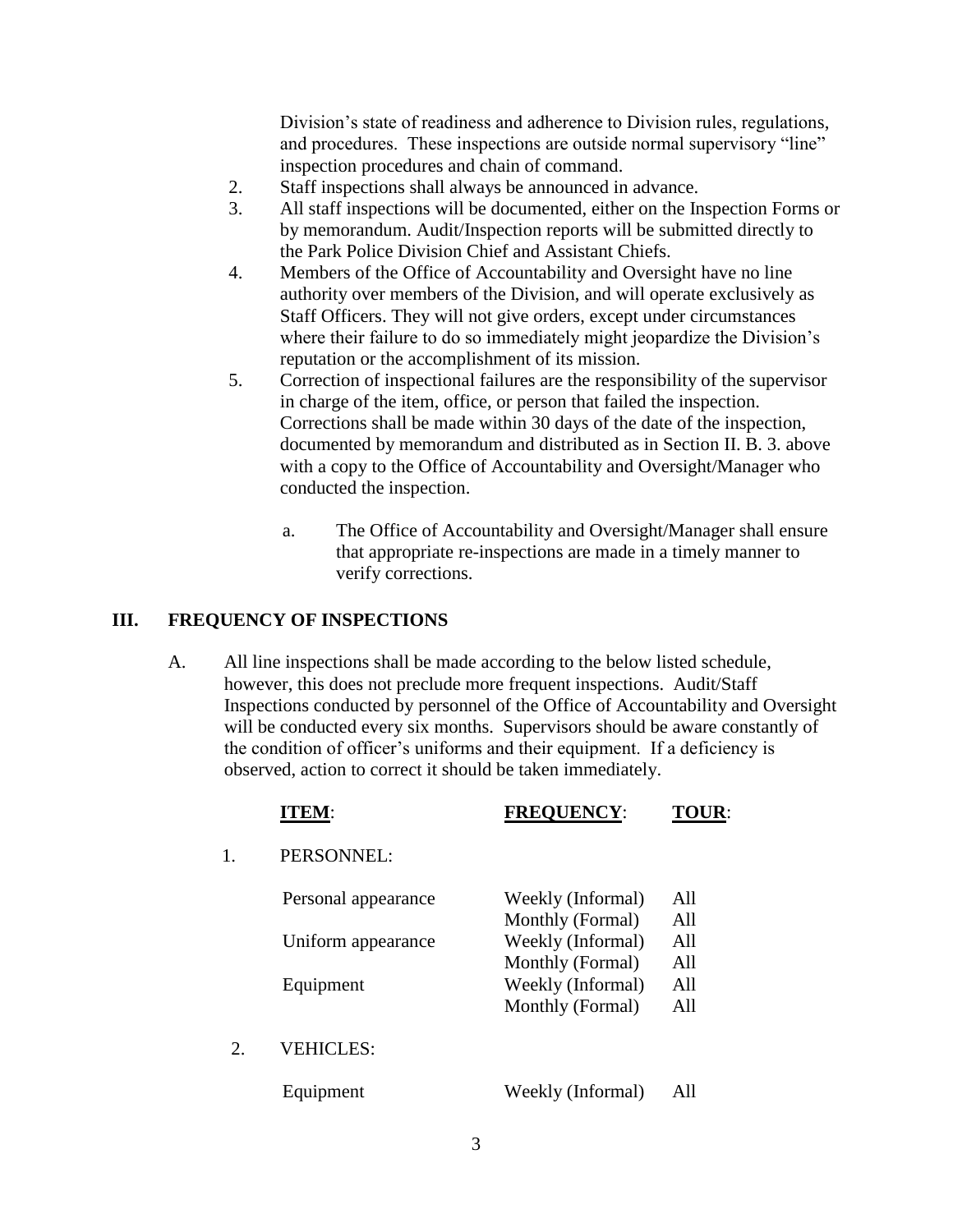Division's state of readiness and adherence to Division rules, regulations, and procedures. These inspections are outside normal supervisory "line" inspection procedures and chain of command.

2. Staff inspections shall always be announced in advance.
3. All staff inspections will be documented, either on the Inspection Forms or by memorandum. Audit/Inspection reports will be submitted directly to the Park Police Division Chief and Assistant Chiefs.
4. Members of the Office of Accountability and Oversight have no line authority over members of the Division, and will operate exclusively as Staff Officers. They will not give orders, except under circumstances where their failure to do so immediately might jeopardize the Division's reputation or the accomplishment of its mission.
5. Correction of inspectional failures are the responsibility of the supervisor in charge of the item, office, or person that failed the inspection. Corrections shall be made within 30 days of the date of the inspection, documented by memorandum and distributed as in Section II. B. 3. above with a copy to the Office of Accountability and Oversight/Manager who conducted the inspection.

   a. The Office of Accountability and Oversight/Manager shall ensure that appropriate re-inspections are made in a timely manner to verify corrections.

## III. FREQUENCY OF INSPECTIONS

A. All line inspections shall be made according to the below listed schedule, however, this does not preclude more frequent inspections. Audit/Staff Inspections conducted by personnel of the Office of Accountability and Oversight will be conducted every six months. Supervisors should be aware constantly of the condition of officer's uniforms and their equipment. If a deficiency is observed, action to correct it should be taken immediately.

| | **ITEM**: | **FREQUENCY**: | **TOUR**: |
|---|---|---|---|
| 1. | PERSONNEL: | | |
| | Personal appearance | Weekly (Informal) | All |
| | | Monthly (Formal) | All |
| | Uniform appearance | Weekly (Informal) | All |
| | | Monthly (Formal) | All |
| | Equipment | Weekly (Informal) | All |
| | | Monthly (Formal) | All |
| 2. | VEHICLES: | | |
| | Equipment | Weekly (Informal) | All |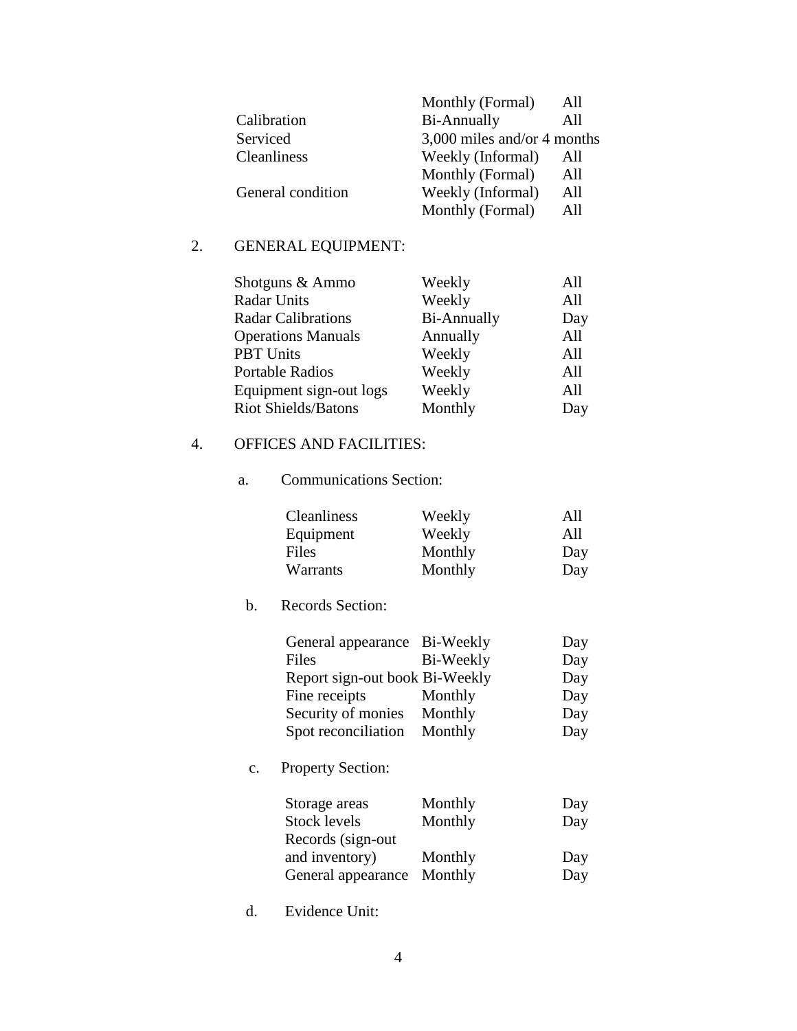| | | |
|---|---|---|
| | Monthly (Formal) | All |
| Calibration | Bi-Annually | All |
| Serviced | 3,000 miles and/or 4 months | |
| Cleanliness | Weekly (Informal) | All |
| | Monthly (Formal) | All |
| General condition | Weekly (Informal) | All |
| | Monthly (Formal) | All |

2. GENERAL EQUIPMENT:

| | | |
|---|---|---|
| Shotguns & Ammo | Weekly | All |
| Radar Units | Weekly | All |
| Radar Calibrations | Bi-Annually | Day |
| Operations Manuals | Annually | All |
| PBT Units | Weekly | All |
| Portable Radios | Weekly | All |
| Equipment sign-out logs | Weekly | All |
| Riot Shields/Batons | Monthly | Day |

4. OFFICES AND FACILITIES:

a. Communications Section:

| | | |
|---|---|---|
| Cleanliness | Weekly | All |
| Equipment | Weekly | All |
| Files | Monthly | Day |
| Warrants | Monthly | Day |

b. Records Section:

| | | |
|---|---|---|
| General appearance | Bi-Weekly | Day |
| Files | Bi-Weekly | Day |
| Report sign-out book | Bi-Weekly | Day |
| Fine receipts | Monthly | Day |
| Security of monies | Monthly | Day |
| Spot reconciliation | Monthly | Day |

c. Property Section:

| | | |
|---|---|---|
| Storage areas | Monthly | Day |
| Stock levels | Monthly | Day |
| Records (sign-out and inventory) | Monthly | Day |
| General appearance | Monthly | Day |

d. Evidence Unit: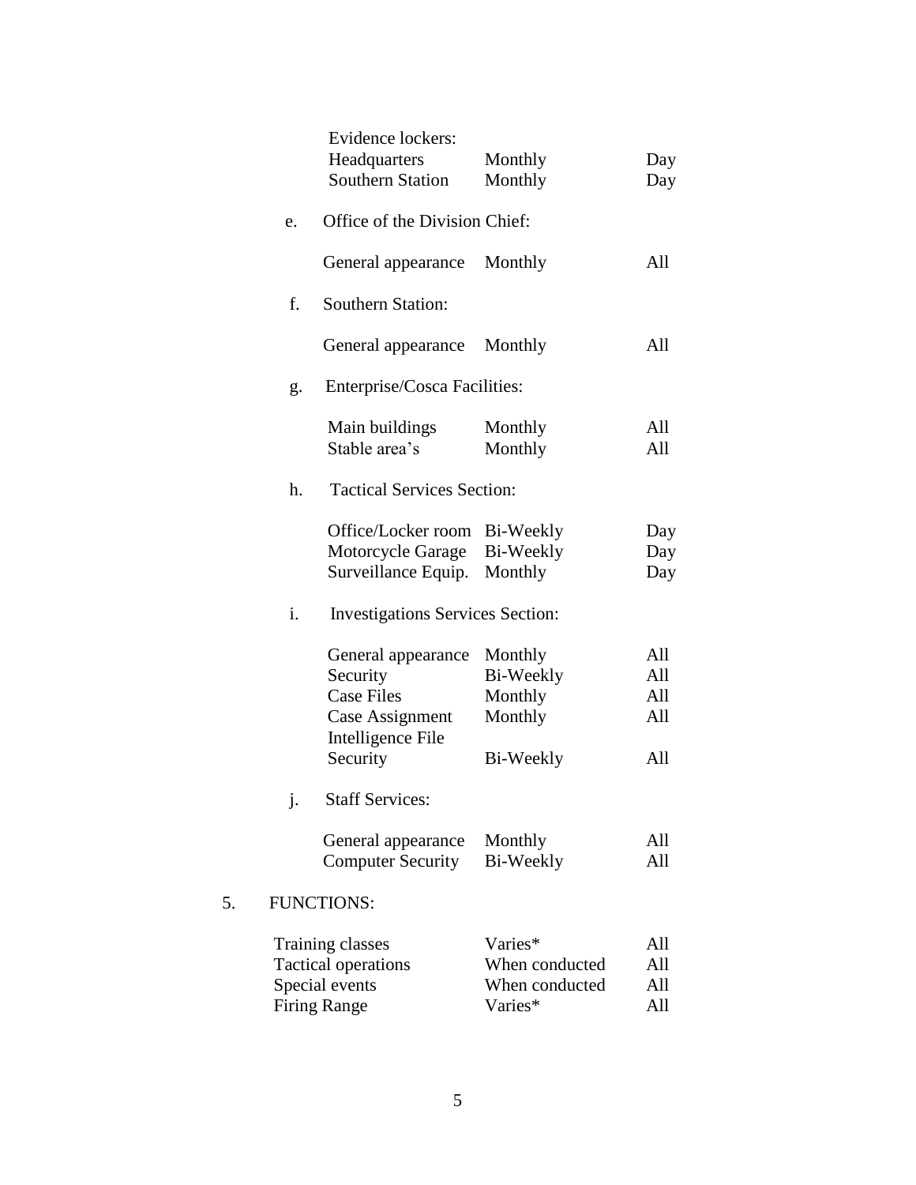| | | |
|---|---|---|
| Evidence lockers: | | |
| Headquarters | Monthly | Day |
| Southern Station | Monthly | Day |

e. Office of the Division Chief:

| | | |
|---|---|---|
| General appearance | Monthly | All |

f. Southern Station:

| | | |
|---|---|---|
| General appearance | Monthly | All |

g. Enterprise/Cosca Facilities:

| | | |
|---|---|---|
| Main buildings | Monthly | All |
| Stable area's | Monthly | All |

h. Tactical Services Section:

| | | |
|---|---|---|
| Office/Locker room | Bi-Weekly | Day |
| Motorcycle Garage | Bi-Weekly | Day |
| Surveillance Equip. | Monthly | Day |

i. Investigations Services Section:

| | | |
|---|---|---|
| General appearance | Monthly | All |
| Security | Bi-Weekly | All |
| Case Files | Monthly | All |
| Case Assignment | Monthly | All |
| Intelligence File Security | Bi-Weekly | All |

j. Staff Services:

| | | |
|---|---|---|
| General appearance | Monthly | All |
| Computer Security | Bi-Weekly | All |

5. FUNCTIONS:

| | | |
|---|---|---|
| Training classes | Varies* | All |
| Tactical operations | When conducted | All |
| Special events | When conducted | All |
| Firing Range | Varies* | All |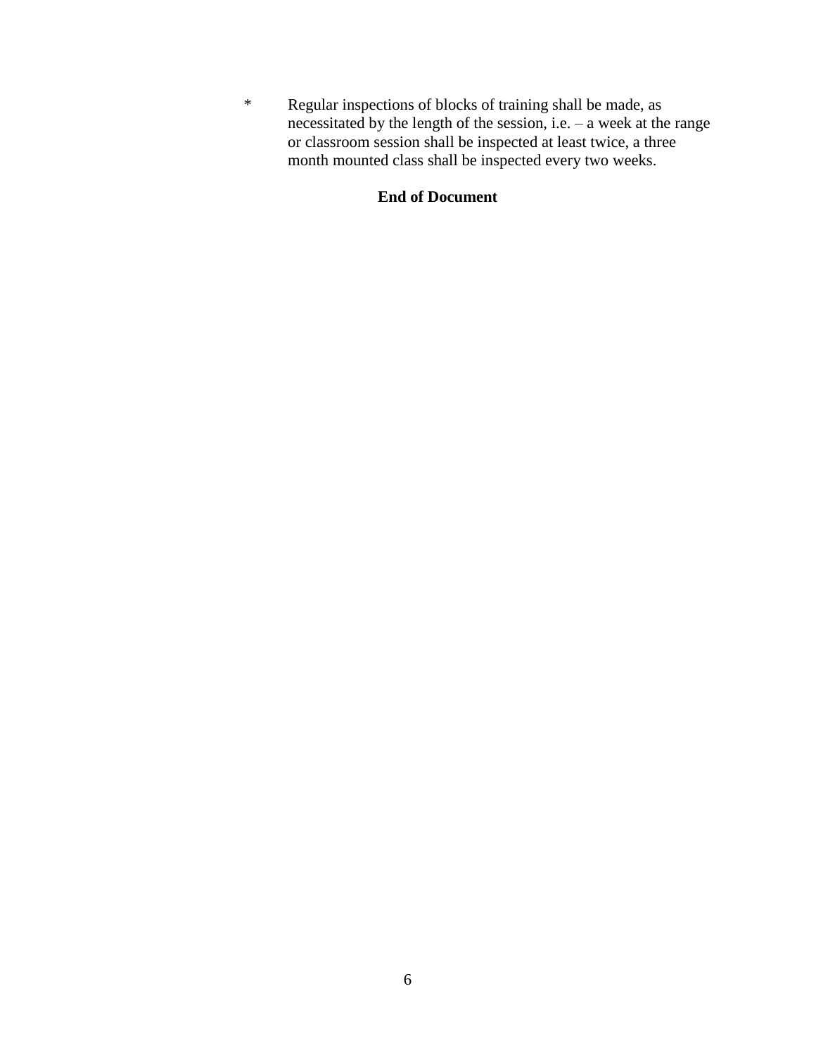* Regular inspections of blocks of training shall be made, as necessitated by the length of the session, i.e. – a week at the range or classroom session shall be inspected at least twice, a three month mounted class shall be inspected every two weeks.

**End of Document**